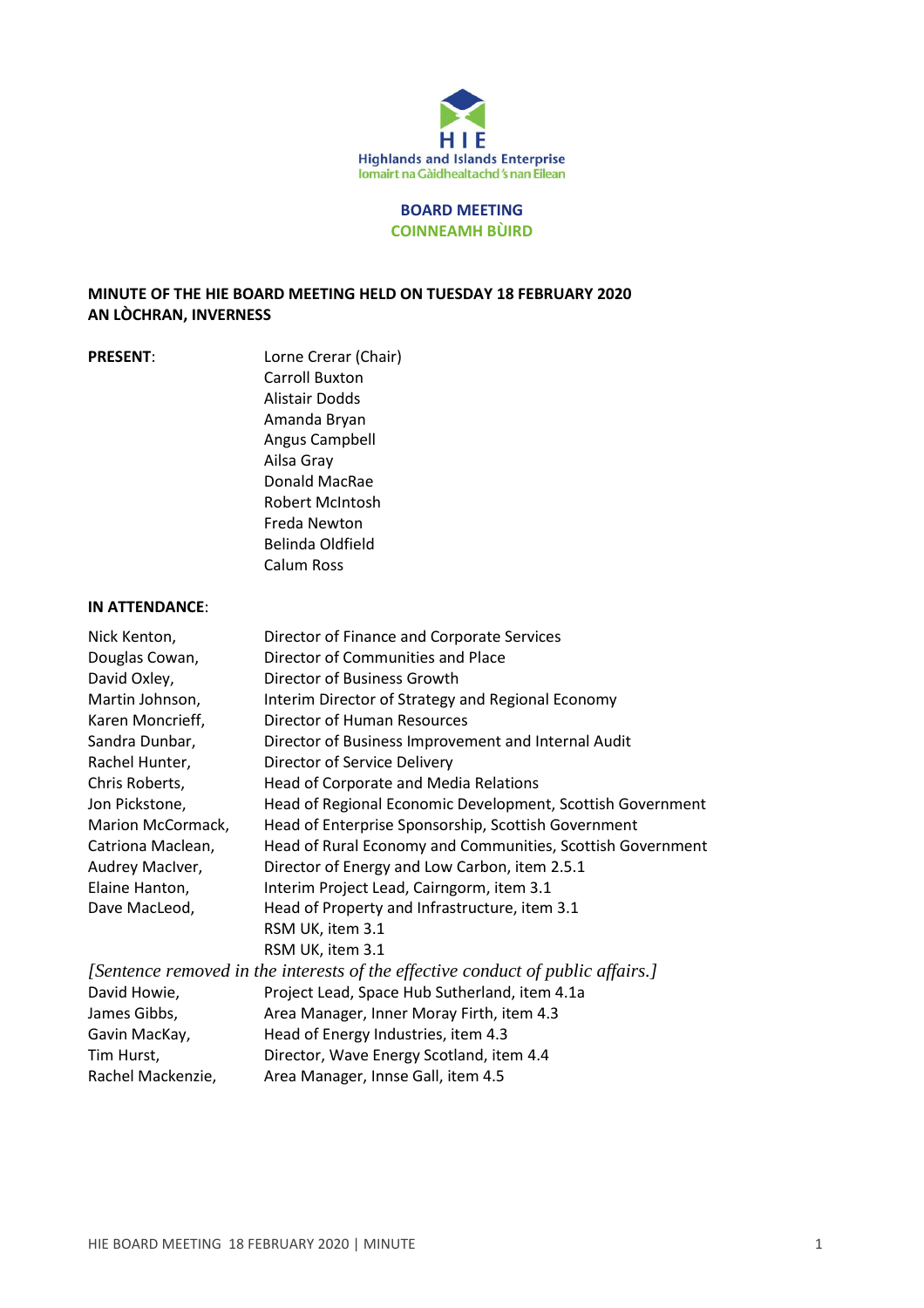**HIE**
**Highlands and Islands Enterprise**
**Iomairt na Gàidhealtachd 's nan Eilean**

## BOARD MEETING
## COINNEAMH BÙIRD

**MINUTE OF THE HIE BOARD MEETING HELD ON TUESDAY 18 FEBRUARY 2020**
**AN LÒCHRAN, INVERNESS**

**PRESENT**:

Lorne Crerar (Chair)
Carroll Buxton
Alistair Dodds
Amanda Bryan
Angus Campbell
Ailsa Gray
Donald MacRae
Robert McIntosh
Freda Newton
Belinda Oldfield
Calum Ross

**IN ATTENDANCE**:

| | |
|---|---|
| Nick Kenton, | Director of Finance and Corporate Services |
| Douglas Cowan, | Director of Communities and Place |
| David Oxley, | Director of Business Growth |
| Martin Johnson, | Interim Director of Strategy and Regional Economy |
| Karen Moncrieff, | Director of Human Resources |
| Sandra Dunbar, | Director of Business Improvement and Internal Audit |
| Rachel Hunter, | Director of Service Delivery |
| Chris Roberts, | Head of Corporate and Media Relations |
| Jon Pickstone, | Head of Regional Economic Development, Scottish Government |
| Marion McCormack, | Head of Enterprise Sponsorship, Scottish Government |
| Catriona Maclean, | Head of Rural Economy and Communities, Scottish Government |
| Audrey MacIver, | Director of Energy and Low Carbon, item 2.5.1 |
| Elaine Hanton, | Interim Project Lead, Cairngorm, item 3.1 |
| Dave MacLeod, | Head of Property and Infrastructure, item 3.1 |
| | RSM UK, item 3.1 |
| | RSM UK, item 3.1 |

*[Sentence removed in the interests of the effective conduct of public affairs.]*

| | |
|---|---|
| David Howie, | Project Lead, Space Hub Sutherland, item 4.1a |
| James Gibbs, | Area Manager, Inner Moray Firth, item 4.3 |
| Gavin MacKay, | Head of Energy Industries, item 4.3 |
| Tim Hurst, | Director, Wave Energy Scotland, item 4.4 |
| Rachel Mackenzie, | Area Manager, Innse Gall, item 4.5 |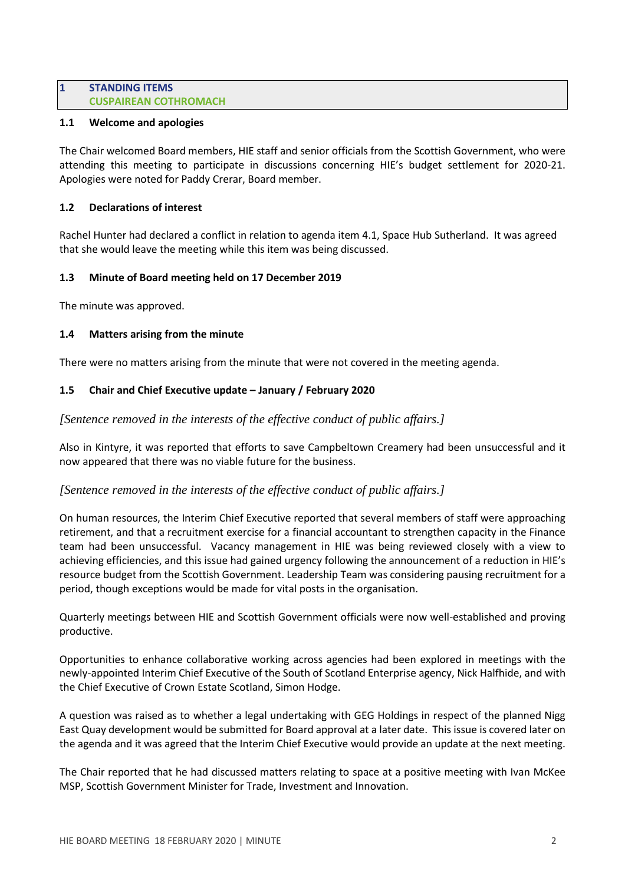## 1 STANDING ITEMS
## CUSPAIREAN COTHROMACH

### 1.1 Welcome and apologies

The Chair welcomed Board members, HIE staff and senior officials from the Scottish Government, who were attending this meeting to participate in discussions concerning HIE's budget settlement for 2020-21. Apologies were noted for Paddy Crerar, Board member.

### 1.2 Declarations of interest

Rachel Hunter had declared a conflict in relation to agenda item 4.1, Space Hub Sutherland. It was agreed that she would leave the meeting while this item was being discussed.

### 1.3 Minute of Board meeting held on 17 December 2019

The minute was approved.

### 1.4 Matters arising from the minute

There were no matters arising from the minute that were not covered in the meeting agenda.

### 1.5 Chair and Chief Executive update – January / February 2020

*[Sentence removed in the interests of the effective conduct of public affairs.]*

Also in Kintyre, it was reported that efforts to save Campbeltown Creamery had been unsuccessful and it now appeared that there was no viable future for the business.

*[Sentence removed in the interests of the effective conduct of public affairs.]*

On human resources, the Interim Chief Executive reported that several members of staff were approaching retirement, and that a recruitment exercise for a financial accountant to strengthen capacity in the Finance team had been unsuccessful. Vacancy management in HIE was being reviewed closely with a view to achieving efficiencies, and this issue had gained urgency following the announcement of a reduction in HIE's resource budget from the Scottish Government. Leadership Team was considering pausing recruitment for a period, though exceptions would be made for vital posts in the organisation.

Quarterly meetings between HIE and Scottish Government officials were now well-established and proving productive.

Opportunities to enhance collaborative working across agencies had been explored in meetings with the newly-appointed Interim Chief Executive of the South of Scotland Enterprise agency, Nick Halfhide, and with the Chief Executive of Crown Estate Scotland, Simon Hodge.

A question was raised as to whether a legal undertaking with GEG Holdings in respect of the planned Nigg East Quay development would be submitted for Board approval at a later date. This issue is covered later on the agenda and it was agreed that the Interim Chief Executive would provide an update at the next meeting.

The Chair reported that he had discussed matters relating to space at a positive meeting with Ivan McKee MSP, Scottish Government Minister for Trade, Investment and Innovation.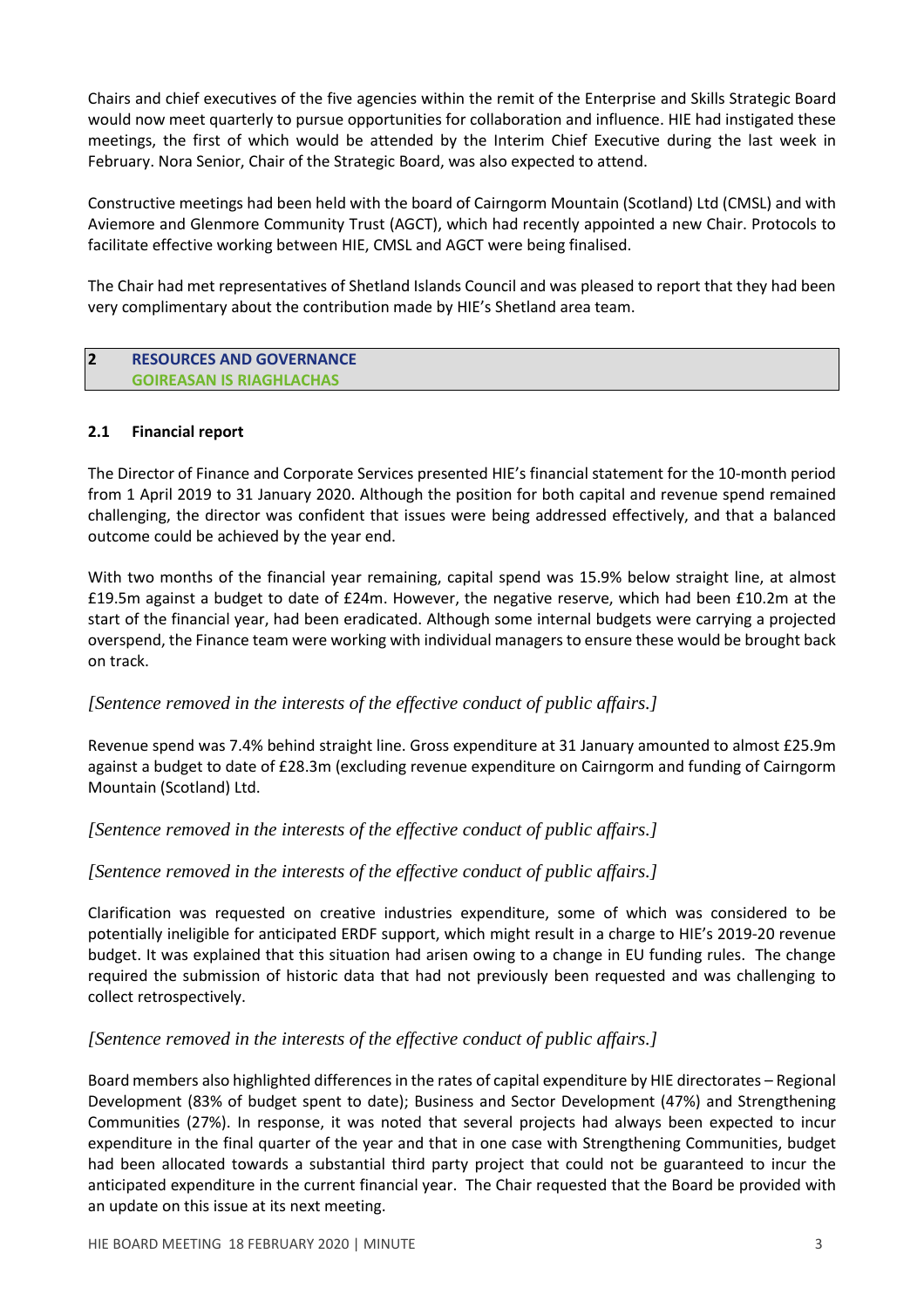Chairs and chief executives of the five agencies within the remit of the Enterprise and Skills Strategic Board would now meet quarterly to pursue opportunities for collaboration and influence. HIE had instigated these meetings, the first of which would be attended by the Interim Chief Executive during the last week in February. Nora Senior, Chair of the Strategic Board, was also expected to attend.

Constructive meetings had been held with the board of Cairngorm Mountain (Scotland) Ltd (CMSL) and with Aviemore and Glenmore Community Trust (AGCT), which had recently appointed a new Chair. Protocols to facilitate effective working between HIE, CMSL and AGCT were being finalised.

The Chair had met representatives of Shetland Islands Council and was pleased to report that they had been very complimentary about the contribution made by HIE's Shetland area team.

## 2 RESOURCES AND GOVERNANCE
## GOIREASAN IS RIAGHLACHAS

### 2.1 Financial report

The Director of Finance and Corporate Services presented HIE's financial statement for the 10-month period from 1 April 2019 to 31 January 2020. Although the position for both capital and revenue spend remained challenging, the director was confident that issues were being addressed effectively, and that a balanced outcome could be achieved by the year end.

With two months of the financial year remaining, capital spend was 15.9% below straight line, at almost £19.5m against a budget to date of £24m. However, the negative reserve, which had been £10.2m at the start of the financial year, had been eradicated. Although some internal budgets were carrying a projected overspend, the Finance team were working with individual managers to ensure these would be brought back on track.

*[Sentence removed in the interests of the effective conduct of public affairs.]*

Revenue spend was 7.4% behind straight line. Gross expenditure at 31 January amounted to almost £25.9m against a budget to date of £28.3m (excluding revenue expenditure on Cairngorm and funding of Cairngorm Mountain (Scotland) Ltd.

*[Sentence removed in the interests of the effective conduct of public affairs.]*

*[Sentence removed in the interests of the effective conduct of public affairs.]*

Clarification was requested on creative industries expenditure, some of which was considered to be potentially ineligible for anticipated ERDF support, which might result in a charge to HIE's 2019-20 revenue budget. It was explained that this situation had arisen owing to a change in EU funding rules. The change required the submission of historic data that had not previously been requested and was challenging to collect retrospectively.

*[Sentence removed in the interests of the effective conduct of public affairs.]*

Board members also highlighted differences in the rates of capital expenditure by HIE directorates – Regional Development (83% of budget spent to date); Business and Sector Development (47%) and Strengthening Communities (27%). In response, it was noted that several projects had always been expected to incur expenditure in the final quarter of the year and that in one case with Strengthening Communities, budget had been allocated towards a substantial third party project that could not be guaranteed to incur the anticipated expenditure in the current financial year. The Chair requested that the Board be provided with an update on this issue at its next meeting.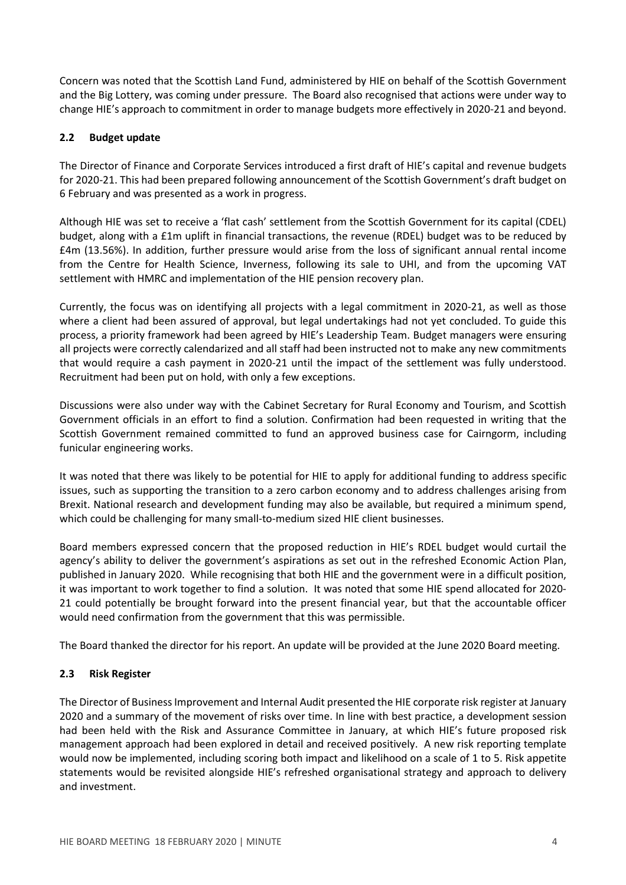Concern was noted that the Scottish Land Fund, administered by HIE on behalf of the Scottish Government and the Big Lottery, was coming under pressure. The Board also recognised that actions were under way to change HIE's approach to commitment in order to manage budgets more effectively in 2020-21 and beyond.

### 2.2 Budget update

The Director of Finance and Corporate Services introduced a first draft of HIE's capital and revenue budgets for 2020-21. This had been prepared following announcement of the Scottish Government's draft budget on 6 February and was presented as a work in progress.

Although HIE was set to receive a 'flat cash' settlement from the Scottish Government for its capital (CDEL) budget, along with a £1m uplift in financial transactions, the revenue (RDEL) budget was to be reduced by £4m (13.56%). In addition, further pressure would arise from the loss of significant annual rental income from the Centre for Health Science, Inverness, following its sale to UHI, and from the upcoming VAT settlement with HMRC and implementation of the HIE pension recovery plan.

Currently, the focus was on identifying all projects with a legal commitment in 2020-21, as well as those where a client had been assured of approval, but legal undertakings had not yet concluded. To guide this process, a priority framework had been agreed by HIE's Leadership Team. Budget managers were ensuring all projects were correctly calendarized and all staff had been instructed not to make any new commitments that would require a cash payment in 2020-21 until the impact of the settlement was fully understood. Recruitment had been put on hold, with only a few exceptions.

Discussions were also under way with the Cabinet Secretary for Rural Economy and Tourism, and Scottish Government officials in an effort to find a solution. Confirmation had been requested in writing that the Scottish Government remained committed to fund an approved business case for Cairngorm, including funicular engineering works.

It was noted that there was likely to be potential for HIE to apply for additional funding to address specific issues, such as supporting the transition to a zero carbon economy and to address challenges arising from Brexit. National research and development funding may also be available, but required a minimum spend, which could be challenging for many small-to-medium sized HIE client businesses.

Board members expressed concern that the proposed reduction in HIE's RDEL budget would curtail the agency's ability to deliver the government's aspirations as set out in the refreshed Economic Action Plan, published in January 2020. While recognising that both HIE and the government were in a difficult position, it was important to work together to find a solution. It was noted that some HIE spend allocated for 2020-21 could potentially be brought forward into the present financial year, but that the accountable officer would need confirmation from the government that this was permissible.

The Board thanked the director for his report. An update will be provided at the June 2020 Board meeting.

### 2.3 Risk Register

The Director of Business Improvement and Internal Audit presented the HIE corporate risk register at January 2020 and a summary of the movement of risks over time. In line with best practice, a development session had been held with the Risk and Assurance Committee in January, at which HIE's future proposed risk management approach had been explored in detail and received positively. A new risk reporting template would now be implemented, including scoring both impact and likelihood on a scale of 1 to 5. Risk appetite statements would be revisited alongside HIE's refreshed organisational strategy and approach to delivery and investment.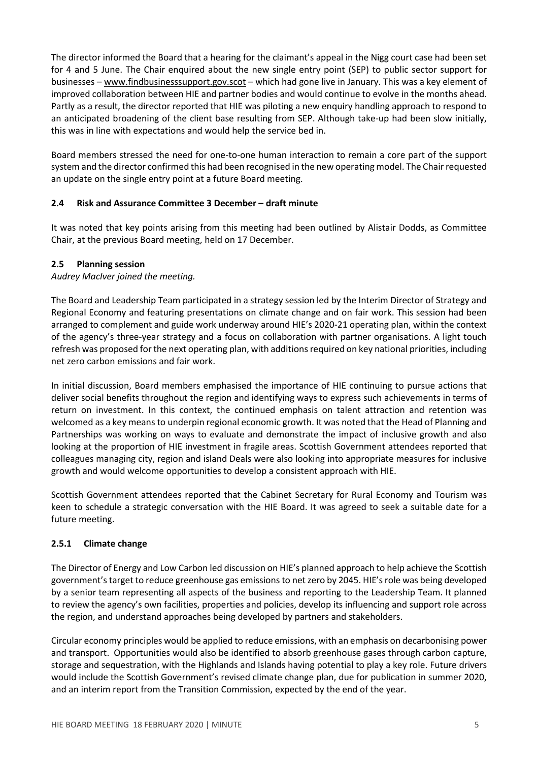The director informed the Board that a hearing for the claimant's appeal in the Nigg court case had been set for 4 and 5 June. The Chair enquired about the new single entry point (SEP) to public sector support for businesses – www.findbusinesssupport.gov.scot – which had gone live in January. This was a key element of improved collaboration between HIE and partner bodies and would continue to evolve in the months ahead. Partly as a result, the director reported that HIE was piloting a new enquiry handling approach to respond to an anticipated broadening of the client base resulting from SEP. Although take-up had been slow initially, this was in line with expectations and would help the service bed in.

Board members stressed the need for one-to-one human interaction to remain a core part of the support system and the director confirmed this had been recognised in the new operating model. The Chair requested an update on the single entry point at a future Board meeting.

### 2.4 Risk and Assurance Committee 3 December – draft minute

It was noted that key points arising from this meeting had been outlined by Alistair Dodds, as Committee Chair, at the previous Board meeting, held on 17 December.

### 2.5 Planning session

*Audrey MacIver joined the meeting.*

The Board and Leadership Team participated in a strategy session led by the Interim Director of Strategy and Regional Economy and featuring presentations on climate change and on fair work. This session had been arranged to complement and guide work underway around HIE's 2020-21 operating plan, within the context of the agency's three-year strategy and a focus on collaboration with partner organisations. A light touch refresh was proposed for the next operating plan, with additions required on key national priorities, including net zero carbon emissions and fair work.

In initial discussion, Board members emphasised the importance of HIE continuing to pursue actions that deliver social benefits throughout the region and identifying ways to express such achievements in terms of return on investment. In this context, the continued emphasis on talent attraction and retention was welcomed as a key means to underpin regional economic growth. It was noted that the Head of Planning and Partnerships was working on ways to evaluate and demonstrate the impact of inclusive growth and also looking at the proportion of HIE investment in fragile areas. Scottish Government attendees reported that colleagues managing city, region and island Deals were also looking into appropriate measures for inclusive growth and would welcome opportunities to develop a consistent approach with HIE.

Scottish Government attendees reported that the Cabinet Secretary for Rural Economy and Tourism was keen to schedule a strategic conversation with the HIE Board. It was agreed to seek a suitable date for a future meeting.

#### 2.5.1 Climate change

The Director of Energy and Low Carbon led discussion on HIE's planned approach to help achieve the Scottish government's target to reduce greenhouse gas emissions to net zero by 2045. HIE's role was being developed by a senior team representing all aspects of the business and reporting to the Leadership Team. It planned to review the agency's own facilities, properties and policies, develop its influencing and support role across the region, and understand approaches being developed by partners and stakeholders.

Circular economy principles would be applied to reduce emissions, with an emphasis on decarbonising power and transport. Opportunities would also be identified to absorb greenhouse gases through carbon capture, storage and sequestration, with the Highlands and Islands having potential to play a key role. Future drivers would include the Scottish Government's revised climate change plan, due for publication in summer 2020, and an interim report from the Transition Commission, expected by the end of the year.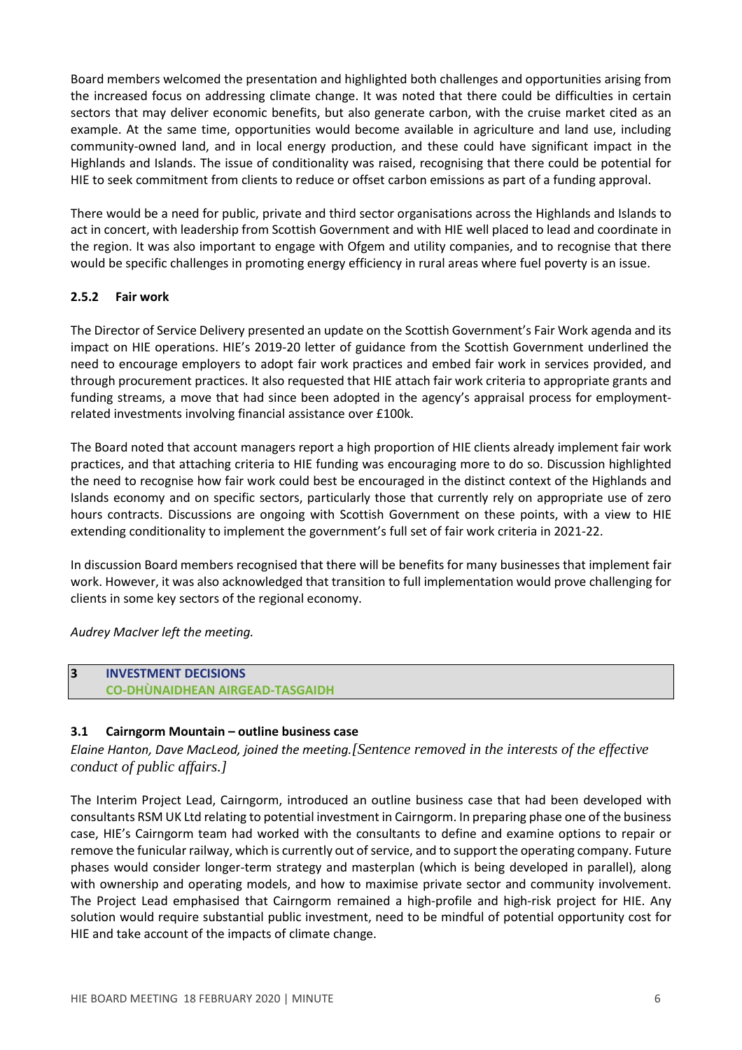Board members welcomed the presentation and highlighted both challenges and opportunities arising from the increased focus on addressing climate change. It was noted that there could be difficulties in certain sectors that may deliver economic benefits, but also generate carbon, with the cruise market cited as an example. At the same time, opportunities would become available in agriculture and land use, including community-owned land, and in local energy production, and these could have significant impact in the Highlands and Islands. The issue of conditionality was raised, recognising that there could be potential for HIE to seek commitment from clients to reduce or offset carbon emissions as part of a funding approval.

There would be a need for public, private and third sector organisations across the Highlands and Islands to act in concert, with leadership from Scottish Government and with HIE well placed to lead and coordinate in the region. It was also important to engage with Ofgem and utility companies, and to recognise that there would be specific challenges in promoting energy efficiency in rural areas where fuel poverty is an issue.

#### 2.5.2 Fair work

The Director of Service Delivery presented an update on the Scottish Government's Fair Work agenda and its impact on HIE operations. HIE's 2019-20 letter of guidance from the Scottish Government underlined the need to encourage employers to adopt fair work practices and embed fair work in services provided, and through procurement practices. It also requested that HIE attach fair work criteria to appropriate grants and funding streams, a move that had since been adopted in the agency's appraisal process for employment-related investments involving financial assistance over £100k.

The Board noted that account managers report a high proportion of HIE clients already implement fair work practices, and that attaching criteria to HIE funding was encouraging more to do so. Discussion highlighted the need to recognise how fair work could best be encouraged in the distinct context of the Highlands and Islands economy and on specific sectors, particularly those that currently rely on appropriate use of zero hours contracts. Discussions are ongoing with Scottish Government on these points, with a view to HIE extending conditionality to implement the government's full set of fair work criteria in 2021-22.

In discussion Board members recognised that there will be benefits for many businesses that implement fair work. However, it was also acknowledged that transition to full implementation would prove challenging for clients in some key sectors of the regional economy.

*Audrey MacIver left the meeting.*

## 3 INVESTMENT DECISIONS
## CO-DHÙNAIDHEAN AIRGEAD-TASGAIDH

### 3.1 Cairngorm Mountain – outline business case

*Elaine Hanton, Dave MacLeod, joined the meeting.[Sentence removed in the interests of the effective conduct of public affairs.]*

The Interim Project Lead, Cairngorm, introduced an outline business case that had been developed with consultants RSM UK Ltd relating to potential investment in Cairngorm. In preparing phase one of the business case, HIE's Cairngorm team had worked with the consultants to define and examine options to repair or remove the funicular railway, which is currently out of service, and to support the operating company. Future phases would consider longer-term strategy and masterplan (which is being developed in parallel), along with ownership and operating models, and how to maximise private sector and community involvement. The Project Lead emphasised that Cairngorm remained a high-profile and high-risk project for HIE. Any solution would require substantial public investment, need to be mindful of potential opportunity cost for HIE and take account of the impacts of climate change.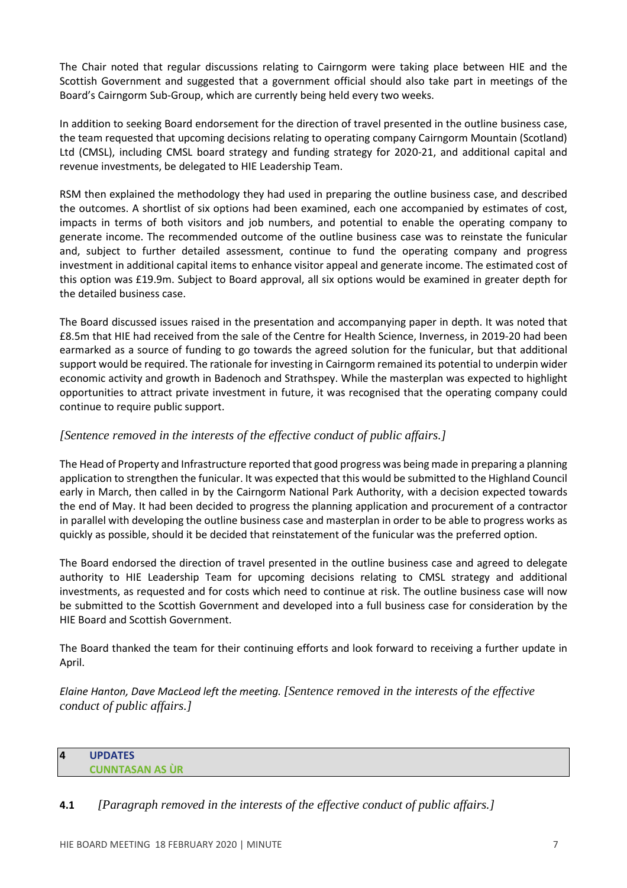The Chair noted that regular discussions relating to Cairngorm were taking place between HIE and the Scottish Government and suggested that a government official should also take part in meetings of the Board's Cairngorm Sub-Group, which are currently being held every two weeks.

In addition to seeking Board endorsement for the direction of travel presented in the outline business case, the team requested that upcoming decisions relating to operating company Cairngorm Mountain (Scotland) Ltd (CMSL), including CMSL board strategy and funding strategy for 2020-21, and additional capital and revenue investments, be delegated to HIE Leadership Team.

RSM then explained the methodology they had used in preparing the outline business case, and described the outcomes. A shortlist of six options had been examined, each one accompanied by estimates of cost, impacts in terms of both visitors and job numbers, and potential to enable the operating company to generate income. The recommended outcome of the outline business case was to reinstate the funicular and, subject to further detailed assessment, continue to fund the operating company and progress investment in additional capital items to enhance visitor appeal and generate income. The estimated cost of this option was £19.9m. Subject to Board approval, all six options would be examined in greater depth for the detailed business case.

The Board discussed issues raised in the presentation and accompanying paper in depth. It was noted that £8.5m that HIE had received from the sale of the Centre for Health Science, Inverness, in 2019-20 had been earmarked as a source of funding to go towards the agreed solution for the funicular, but that additional support would be required. The rationale for investing in Cairngorm remained its potential to underpin wider economic activity and growth in Badenoch and Strathspey. While the masterplan was expected to highlight opportunities to attract private investment in future, it was recognised that the operating company could continue to require public support.

*[Sentence removed in the interests of the effective conduct of public affairs.]*

The Head of Property and Infrastructure reported that good progress was being made in preparing a planning application to strengthen the funicular. It was expected that this would be submitted to the Highland Council early in March, then called in by the Cairngorm National Park Authority, with a decision expected towards the end of May. It had been decided to progress the planning application and procurement of a contractor in parallel with developing the outline business case and masterplan in order to be able to progress works as quickly as possible, should it be decided that reinstatement of the funicular was the preferred option.

The Board endorsed the direction of travel presented in the outline business case and agreed to delegate authority to HIE Leadership Team for upcoming decisions relating to CMSL strategy and additional investments, as requested and for costs which need to continue at risk. The outline business case will now be submitted to the Scottish Government and developed into a full business case for consideration by the HIE Board and Scottish Government.

The Board thanked the team for their continuing efforts and look forward to receiving a further update in April.

*Elaine Hanton, Dave MacLeod left the meeting. [Sentence removed in the interests of the effective conduct of public affairs.]*

## 4 UPDATES
## CUNNTASAN AS ÙR

**4.1** *[Paragraph removed in the interests of the effective conduct of public affairs.]*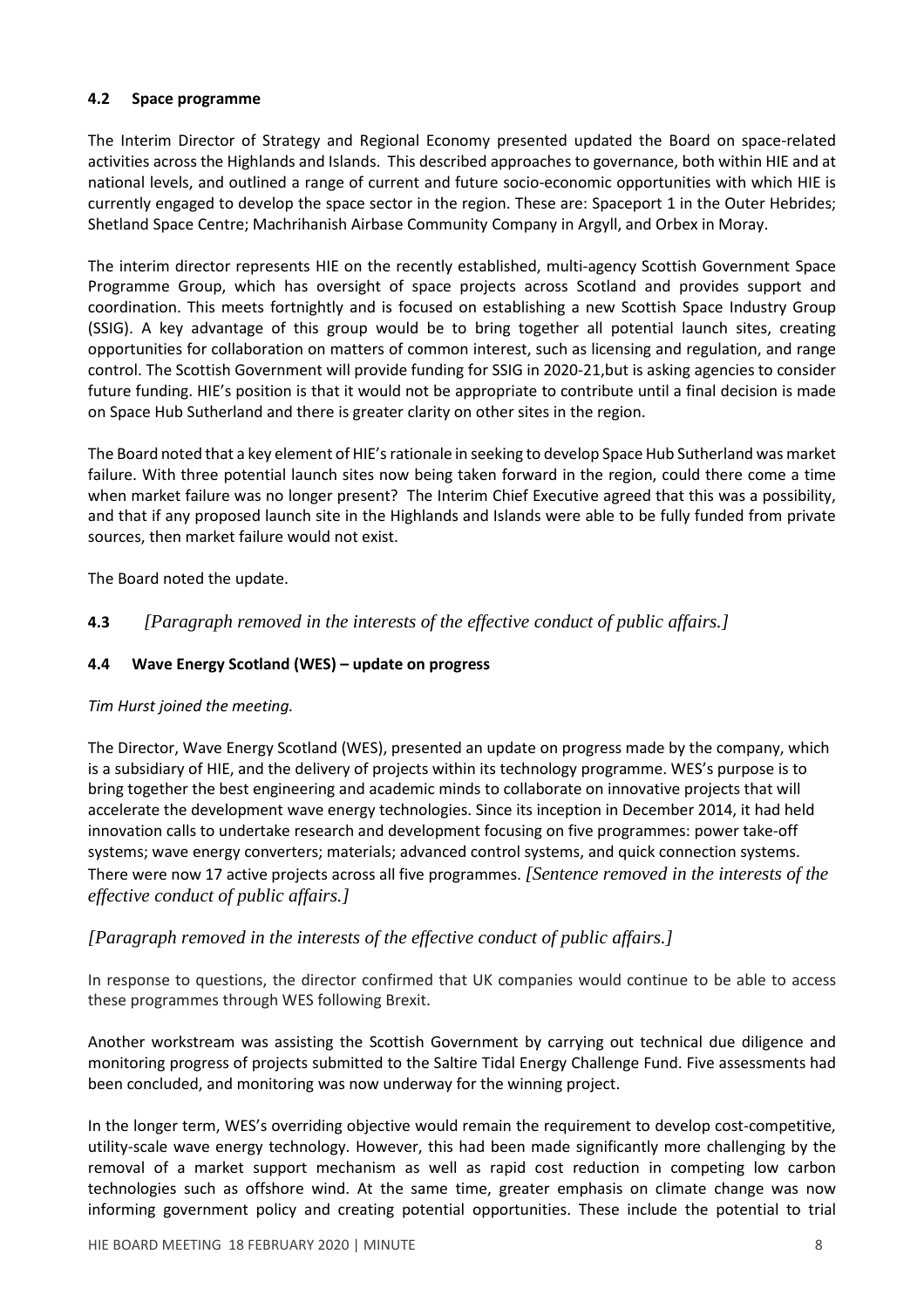### 4.2 Space programme

The Interim Director of Strategy and Regional Economy presented updated the Board on space-related activities across the Highlands and Islands. This described approaches to governance, both within HIE and at national levels, and outlined a range of current and future socio-economic opportunities with which HIE is currently engaged to develop the space sector in the region. These are: Spaceport 1 in the Outer Hebrides; Shetland Space Centre; Machrihanish Airbase Community Company in Argyll, and Orbex in Moray.

The interim director represents HIE on the recently established, multi-agency Scottish Government Space Programme Group, which has oversight of space projects across Scotland and provides support and coordination. This meets fortnightly and is focused on establishing a new Scottish Space Industry Group (SSIG). A key advantage of this group would be to bring together all potential launch sites, creating opportunities for collaboration on matters of common interest, such as licensing and regulation, and range control. The Scottish Government will provide funding for SSIG in 2020-21,but is asking agencies to consider future funding. HIE's position is that it would not be appropriate to contribute until a final decision is made on Space Hub Sutherland and there is greater clarity on other sites in the region.

The Board noted that a key element of HIE's rationale in seeking to develop Space Hub Sutherland was market failure. With three potential launch sites now being taken forward in the region, could there come a time when market failure was no longer present? The Interim Chief Executive agreed that this was a possibility, and that if any proposed launch site in the Highlands and Islands were able to be fully funded from private sources, then market failure would not exist.

The Board noted the update.

**4.3** *[Paragraph removed in the interests of the effective conduct of public affairs.]*

### 4.4 Wave Energy Scotland (WES) – update on progress

*Tim Hurst joined the meeting.*

The Director, Wave Energy Scotland (WES), presented an update on progress made by the company, which is a subsidiary of HIE, and the delivery of projects within its technology programme. WES's purpose is to bring together the best engineering and academic minds to collaborate on innovative projects that will accelerate the development wave energy technologies. Since its inception in December 2014, it had held innovation calls to undertake research and development focusing on five programmes: power take-off systems; wave energy converters; materials; advanced control systems, and quick connection systems. There were now 17 active projects across all five programmes. *[Sentence removed in the interests of the effective conduct of public affairs.]*

*[Paragraph removed in the interests of the effective conduct of public affairs.]*

In response to questions, the director confirmed that UK companies would continue to be able to access these programmes through WES following Brexit.

Another workstream was assisting the Scottish Government by carrying out technical due diligence and monitoring progress of projects submitted to the Saltire Tidal Energy Challenge Fund. Five assessments had been concluded, and monitoring was now underway for the winning project.

In the longer term, WES's overriding objective would remain the requirement to develop cost-competitive, utility-scale wave energy technology. However, this had been made significantly more challenging by the removal of a market support mechanism as well as rapid cost reduction in competing low carbon technologies such as offshore wind. At the same time, greater emphasis on climate change was now informing government policy and creating potential opportunities. These include the potential to trial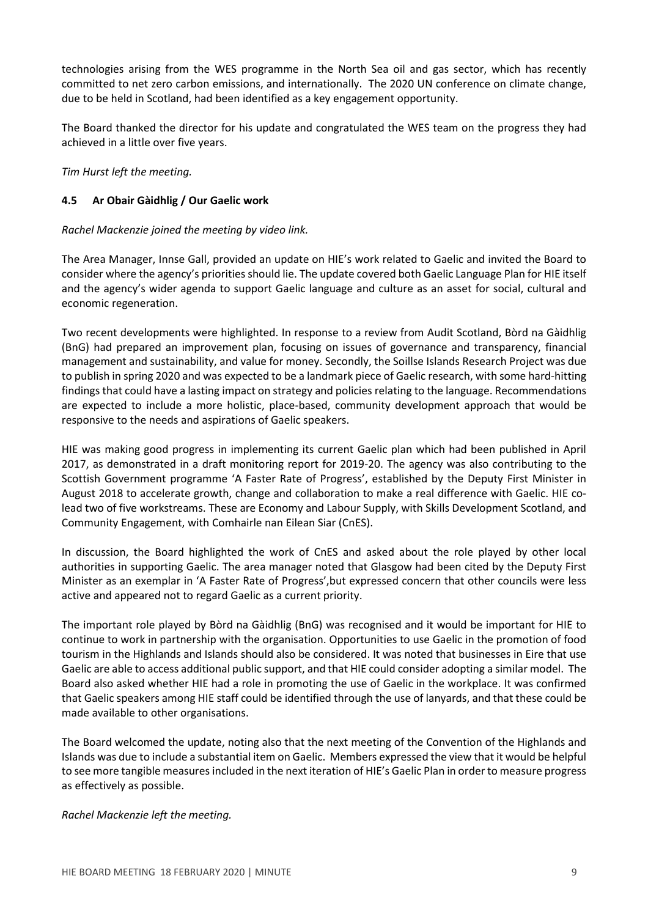technologies arising from the WES programme in the North Sea oil and gas sector, which has recently committed to net zero carbon emissions, and internationally. The 2020 UN conference on climate change, due to be held in Scotland, had been identified as a key engagement opportunity.

The Board thanked the director for his update and congratulated the WES team on the progress they had achieved in a little over five years.

*Tim Hurst left the meeting.*

### 4.5 Ar Obair Gàidhlig / Our Gaelic work

*Rachel Mackenzie joined the meeting by video link.*

The Area Manager, Innse Gall, provided an update on HIE's work related to Gaelic and invited the Board to consider where the agency's priorities should lie. The update covered both Gaelic Language Plan for HIE itself and the agency's wider agenda to support Gaelic language and culture as an asset for social, cultural and economic regeneration.

Two recent developments were highlighted. In response to a review from Audit Scotland, Bòrd na Gàidhlig (BnG) had prepared an improvement plan, focusing on issues of governance and transparency, financial management and sustainability, and value for money. Secondly, the Soillse Islands Research Project was due to publish in spring 2020 and was expected to be a landmark piece of Gaelic research, with some hard-hitting findings that could have a lasting impact on strategy and policies relating to the language. Recommendations are expected to include a more holistic, place-based, community development approach that would be responsive to the needs and aspirations of Gaelic speakers.

HIE was making good progress in implementing its current Gaelic plan which had been published in April 2017, as demonstrated in a draft monitoring report for 2019-20. The agency was also contributing to the Scottish Government programme 'A Faster Rate of Progress', established by the Deputy First Minister in August 2018 to accelerate growth, change and collaboration to make a real difference with Gaelic. HIE co-lead two of five workstreams. These are Economy and Labour Supply, with Skills Development Scotland, and Community Engagement, with Comhairle nan Eilean Siar (CnES).

In discussion, the Board highlighted the work of CnES and asked about the role played by other local authorities in supporting Gaelic. The area manager noted that Glasgow had been cited by the Deputy First Minister as an exemplar in 'A Faster Rate of Progress',but expressed concern that other councils were less active and appeared not to regard Gaelic as a current priority.

The important role played by Bòrd na Gàidhlig (BnG) was recognised and it would be important for HIE to continue to work in partnership with the organisation. Opportunities to use Gaelic in the promotion of food tourism in the Highlands and Islands should also be considered. It was noted that businesses in Eire that use Gaelic are able to access additional public support, and that HIE could consider adopting a similar model. The Board also asked whether HIE had a role in promoting the use of Gaelic in the workplace. It was confirmed that Gaelic speakers among HIE staff could be identified through the use of lanyards, and that these could be made available to other organisations.

The Board welcomed the update, noting also that the next meeting of the Convention of the Highlands and Islands was due to include a substantial item on Gaelic. Members expressed the view that it would be helpful to see more tangible measures included in the next iteration of HIE's Gaelic Plan in order to measure progress as effectively as possible.

*Rachel Mackenzie left the meeting.*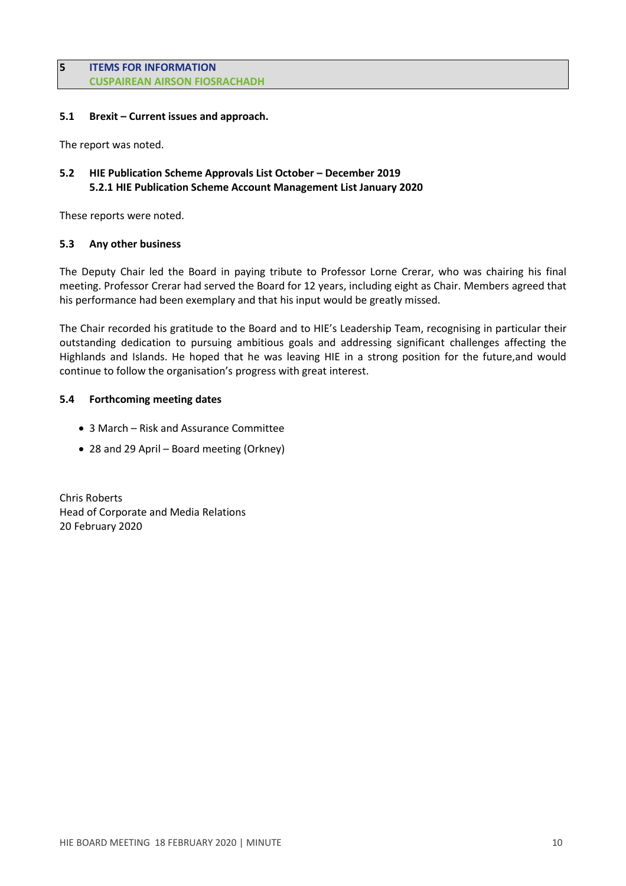## 5 ITEMS FOR INFORMATION
## CUSPAIREAN AIRSON FIOSRACHADH

### 5.1 Brexit – Current issues and approach.

The report was noted.

### 5.2 HIE Publication Scheme Approvals List October – December 2019
### 5.2.1 HIE Publication Scheme Account Management List January 2020

These reports were noted.

### 5.3 Any other business

The Deputy Chair led the Board in paying tribute to Professor Lorne Crerar, who was chairing his final meeting. Professor Crerar had served the Board for 12 years, including eight as Chair. Members agreed that his performance had been exemplary and that his input would be greatly missed.

The Chair recorded his gratitude to the Board and to HIE's Leadership Team, recognising in particular their outstanding dedication to pursuing ambitious goals and addressing significant challenges affecting the Highlands and Islands. He hoped that he was leaving HIE in a strong position for the future,and would continue to follow the organisation's progress with great interest.

### 5.4 Forthcoming meeting dates

- 3 March – Risk and Assurance Committee
- 28 and 29 April – Board meeting (Orkney)

Chris Roberts
Head of Corporate and Media Relations
20 February 2020